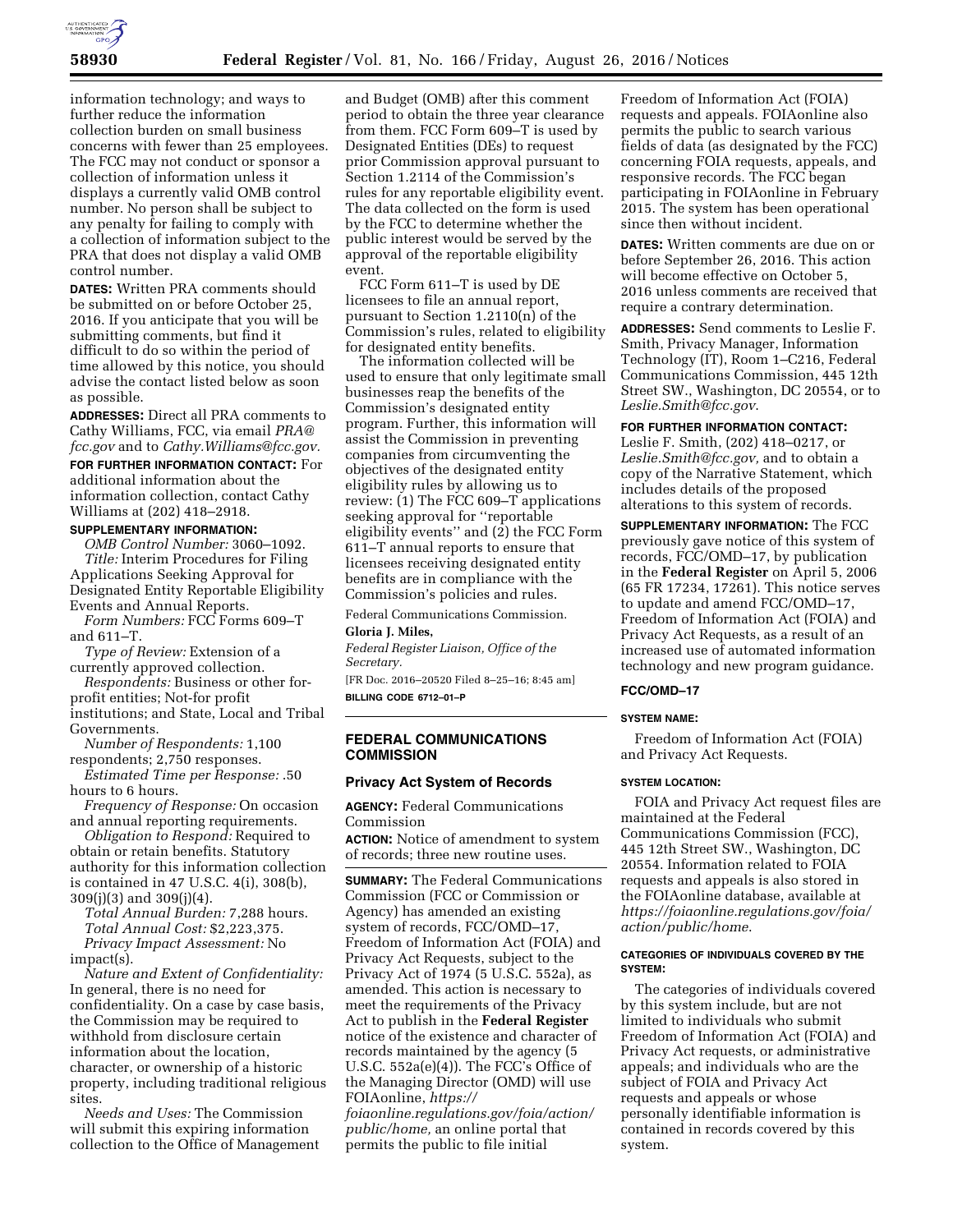information technology; and ways to further reduce the information collection burden on small business concerns with fewer than 25 employees. The FCC may not conduct or sponsor a collection of information unless it displays a currently valid OMB control number. No person shall be subject to any penalty for failing to comply with a collection of information subject to the PRA that does not display a valid OMB control number.

**DATES:** Written PRA comments should be submitted on or before October 25, 2016. If you anticipate that you will be submitting comments, but find it difficult to do so within the period of time allowed by this notice, you should advise the contact listed below as soon as possible.

**ADDRESSES:** Direct all PRA comments to Cathy Williams, FCC, via email *PRA@fcc.gov* and to *Cathy.Williams@fcc.gov.*

**FOR FURTHER INFORMATION CONTACT:** For additional information about the information collection, contact Cathy Williams at (202) 418–2918.

**SUPPLEMENTARY INFORMATION:**

*OMB Control Number:* 3060–1092.

*Title:* Interim Procedures for Filing Applications Seeking Approval for Designated Entity Reportable Eligibility Events and Annual Reports.

*Form Numbers:* FCC Forms 609–T and 611–T.

*Type of Review:* Extension of a currently approved collection.

*Respondents:* Business or other for-profit entities; Not-for profit institutions; and State, Local and Tribal Governments.

*Number of Respondents:* 1,100 respondents; 2,750 responses.

*Estimated Time per Response:* .50 hours to 6 hours.

*Frequency of Response:* On occasion and annual reporting requirements.

*Obligation to Respond:* Required to obtain or retain benefits. Statutory authority for this information collection is contained in 47 U.S.C. 4(i), 308(b), 309(j)(3) and 309(j)(4).

*Total Annual Burden:* 7,288 hours.

*Total Annual Cost:* $2,223,375.

*Privacy Impact Assessment:* No impact(s).

*Nature and Extent of Confidentiality:* In general, there is no need for confidentiality. On a case by case basis, the Commission may be required to withhold from disclosure certain information about the location, character, or ownership of a historic property, including traditional religious sites.

*Needs and Uses:* The Commission will submit this expiring information collection to the Office of Management and Budget (OMB) after this comment period to obtain the three year clearance from them. FCC Form 609–T is used by Designated Entities (DEs) to request prior Commission approval pursuant to Section 1.2114 of the Commission's rules for any reportable eligibility event. The data collected on the form is used by the FCC to determine whether the public interest would be served by the approval of the reportable eligibility event.

FCC Form 611–T is used by DE licensees to file an annual report, pursuant to Section 1.2110(n) of the Commission's rules, related to eligibility for designated entity benefits.

The information collected will be used to ensure that only legitimate small businesses reap the benefits of the Commission's designated entity program. Further, this information will assist the Commission in preventing companies from circumventing the objectives of the designated entity eligibility rules by allowing us to review: (1) The FCC 609–T applications seeking approval for "reportable eligibility events" and (2) the FCC Form 611–T annual reports to ensure that licensees receiving designated entity benefits are in compliance with the Commission's policies and rules.

Federal Communications Commission.

**Gloria J. Miles,**

*Federal Register Liaison, Office of the Secretary.*

[FR Doc. 2016–20520 Filed 8–25–16; 8:45 am]

**BILLING CODE 6712–01–P**

---

## FEDERAL COMMUNICATIONS COMMISSION

### Privacy Act System of Records

**AGENCY:** Federal Communications Commission

**ACTION:** Notice of amendment to system of records; three new routine uses.

**SUMMARY:** The Federal Communications Commission (FCC or Commission or Agency) has amended an existing system of records, FCC/OMD–17, Freedom of Information Act (FOIA) and Privacy Act Requests, subject to the Privacy Act of 1974 (5 U.S.C. 552a), as amended. This action is necessary to meet the requirements of the Privacy Act to publish in the **Federal Register** notice of the existence and character of records maintained by the agency (5 U.S.C. 552a(e)(4)). The FCC's Office of the Managing Director (OMD) will use FOIAonline, *https://foiaonline.regulations.gov/foia/action/public/home,* an online portal that permits the public to file initial Freedom of Information Act (FOIA) requests and appeals. FOIAonline also permits the public to search various fields of data (as designated by the FCC) concerning FOIA requests, appeals, and responsive records. The FCC began participating in FOIAonline in February 2015. The system has been operational since then without incident.

**DATES:** Written comments are due on or before September 26, 2016. This action will become effective on October 5, 2016 unless comments are received that require a contrary determination.

**ADDRESSES:** Send comments to Leslie F. Smith, Privacy Manager, Information Technology (IT), Room 1–C216, Federal Communications Commission, 445 12th Street SW., Washington, DC 20554, or to *Leslie.Smith@fcc.gov*.

**FOR FURTHER INFORMATION CONTACT:** Leslie F. Smith, (202) 418–0217, or *Leslie.Smith@fcc.gov,* and to obtain a copy of the Narrative Statement, which includes details of the proposed alterations to this system of records.

**SUPPLEMENTARY INFORMATION:** The FCC previously gave notice of this system of records, FCC/OMD–17, by publication in the **Federal Register** on April 5, 2006 (65 FR 17234, 17261). This notice serves to update and amend FCC/OMD–17, Freedom of Information Act (FOIA) and Privacy Act Requests, as a result of an increased use of automated information technology and new program guidance.

#### FCC/OMD–17

##### SYSTEM NAME:

Freedom of Information Act (FOIA) and Privacy Act Requests.

##### SYSTEM LOCATION:

FOIA and Privacy Act request files are maintained at the Federal Communications Commission (FCC), 445 12th Street SW., Washington, DC 20554. Information related to FOIA requests and appeals is also stored in the FOIAonline database, available at *https://foiaonline.regulations.gov/foia/action/public/home*.

##### CATEGORIES OF INDIVIDUALS COVERED BY THE SYSTEM:

The categories of individuals covered by this system include, but are not limited to individuals who submit Freedom of Information Act (FOIA) and Privacy Act requests, or administrative appeals; and individuals who are the subject of FOIA and Privacy Act requests and appeals or whose personally identifiable information is contained in records covered by this system.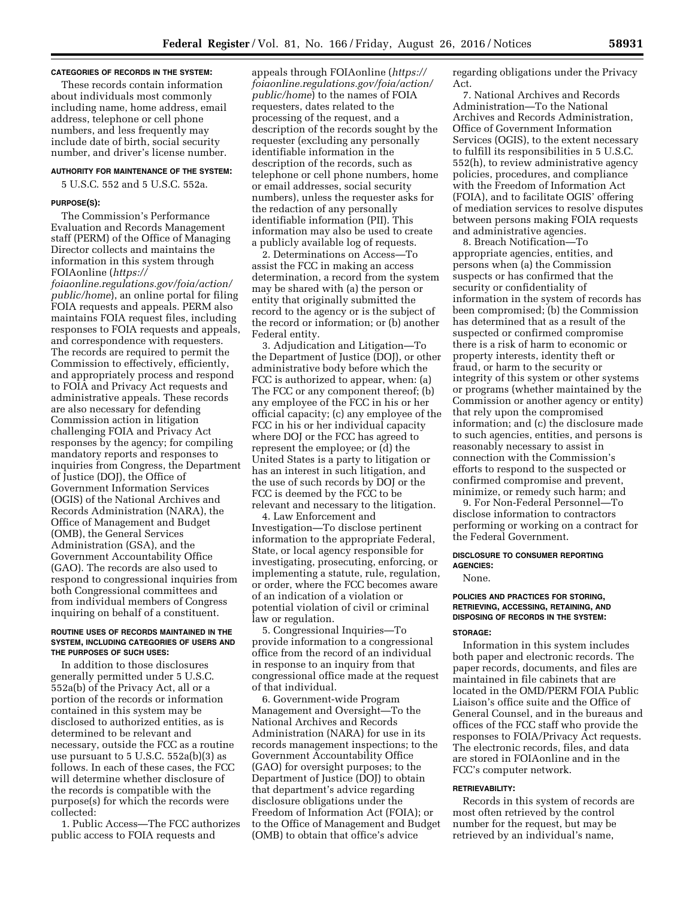#### CATEGORIES OF RECORDS IN THE SYSTEM:

These records contain information about individuals most commonly including name, home address, email address, telephone or cell phone numbers, and less frequently may include date of birth, social security number, and driver's license number.

#### AUTHORITY FOR MAINTENANCE OF THE SYSTEM:

5 U.S.C. 552 and 5 U.S.C. 552a.

#### PURPOSE(S):

The Commission's Performance Evaluation and Records Management staff (PERM) of the Office of Managing Director collects and maintains the information in this system through FOIAonline (*https://foiaonline.regulations.gov/foia/action/public/home*), an online portal for filing FOIA requests and appeals. PERM also maintains FOIA request files, including responses to FOIA requests and appeals, and correspondence with requesters. The records are required to permit the Commission to effectively, efficiently, and appropriately process and respond to FOIA and Privacy Act requests and administrative appeals. These records are also necessary for defending Commission action in litigation challenging FOIA and Privacy Act responses by the agency; for compiling mandatory reports and responses to inquiries from Congress, the Department of Justice (DOJ), the Office of Government Information Services (OGIS) of the National Archives and Records Administration (NARA), the Office of Management and Budget (OMB), the General Services Administration (GSA), and the Government Accountability Office (GAO). The records are also used to respond to congressional inquiries from both Congressional committees and from individual members of Congress inquiring on behalf of a constituent.

#### ROUTINE USES OF RECORDS MAINTAINED IN THE SYSTEM, INCLUDING CATEGORIES OF USERS AND THE PURPOSES OF SUCH USES:

In addition to those disclosures generally permitted under 5 U.S.C. 552a(b) of the Privacy Act, all or a portion of the records or information contained in this system may be disclosed to authorized entities, as is determined to be relevant and necessary, outside the FCC as a routine use pursuant to 5 U.S.C. 552a(b)(3) as follows. In each of these cases, the FCC will determine whether disclosure of the records is compatible with the purpose(s) for which the records were collected:

1. Public Access—The FCC authorizes public access to FOIA requests and appeals through FOIAonline (*https://foiaonline.regulations.gov/foia/action/public/home*) to the names of FOIA requesters, dates related to the processing of the request, and a description of the records sought by the requester (excluding any personally identifiable information in the description of the records, such as telephone or cell phone numbers, home or email addresses, social security numbers), unless the requester asks for the redaction of any personally identifiable information (PII). This information may also be used to create a publicly available log of requests.

2. Determinations on Access—To assist the FCC in making an access determination, a record from the system may be shared with (a) the person or entity that originally submitted the record to the agency or is the subject of the record or information; or (b) another Federal entity.

3. Adjudication and Litigation—To the Department of Justice (DOJ), or other administrative body before which the FCC is authorized to appear, when: (a) The FCC or any component thereof; (b) any employee of the FCC in his or her official capacity; (c) any employee of the FCC in his or her individual capacity where DOJ or the FCC has agreed to represent the employee; or (d) the United States is a party to litigation or has an interest in such litigation, and the use of such records by DOJ or the FCC is deemed by the FCC to be relevant and necessary to the litigation.

4. Law Enforcement and Investigation—To disclose pertinent information to the appropriate Federal, State, or local agency responsible for investigating, prosecuting, enforcing, or implementing a statute, rule, regulation, or order, where the FCC becomes aware of an indication of a violation or potential violation of civil or criminal law or regulation.

5. Congressional Inquiries—To provide information to a congressional office from the record of an individual in response to an inquiry from that congressional office made at the request of that individual.

6. Government-wide Program Management and Oversight—To the National Archives and Records Administration (NARA) for use in its records management inspections; to the Government Accountability Office (GAO) for oversight purposes; to the Department of Justice (DOJ) to obtain that department's advice regarding disclosure obligations under the Freedom of Information Act (FOIA); or to the Office of Management and Budget (OMB) to obtain that office's advice regarding obligations under the Privacy Act.

7. National Archives and Records Administration—To the National Archives and Records Administration, Office of Government Information Services (OGIS), to the extent necessary to fulfill its responsibilities in 5 U.S.C. 552(h), to review administrative agency policies, procedures, and compliance with the Freedom of Information Act (FOIA), and to facilitate OGIS' offering of mediation services to resolve disputes between persons making FOIA requests and administrative agencies.

8. Breach Notification—To appropriate agencies, entities, and persons when (a) the Commission suspects or has confirmed that the security or confidentiality of information in the system of records has been compromised; (b) the Commission has determined that as a result of the suspected or confirmed compromise there is a risk of harm to economic or property interests, identity theft or fraud, or harm to the security or integrity of this system or other systems or programs (whether maintained by the Commission or another agency or entity) that rely upon the compromised information; and (c) the disclosure made to such agencies, entities, and persons is reasonably necessary to assist in connection with the Commission's efforts to respond to the suspected or confirmed compromise and prevent, minimize, or remedy such harm; and

9. For Non-Federal Personnel—To disclose information to contractors performing or working on a contract for the Federal Government.

#### DISCLOSURE TO CONSUMER REPORTING AGENCIES:

None.

#### POLICIES AND PRACTICES FOR STORING, RETRIEVING, ACCESSING, RETAINING, AND DISPOSING OF RECORDS IN THE SYSTEM:

#### STORAGE:

Information in this system includes both paper and electronic records. The paper records, documents, and files are maintained in file cabinets that are located in the OMD/PERM FOIA Public Liaison's office suite and the Office of General Counsel, and in the bureaus and offices of the FCC staff who provide the responses to FOIA/Privacy Act requests. The electronic records, files, and data are stored in FOIAonline and in the FCC's computer network.

#### RETRIEVABILITY:

Records in this system of records are most often retrieved by the control number for the request, but may be retrieved by an individual's name,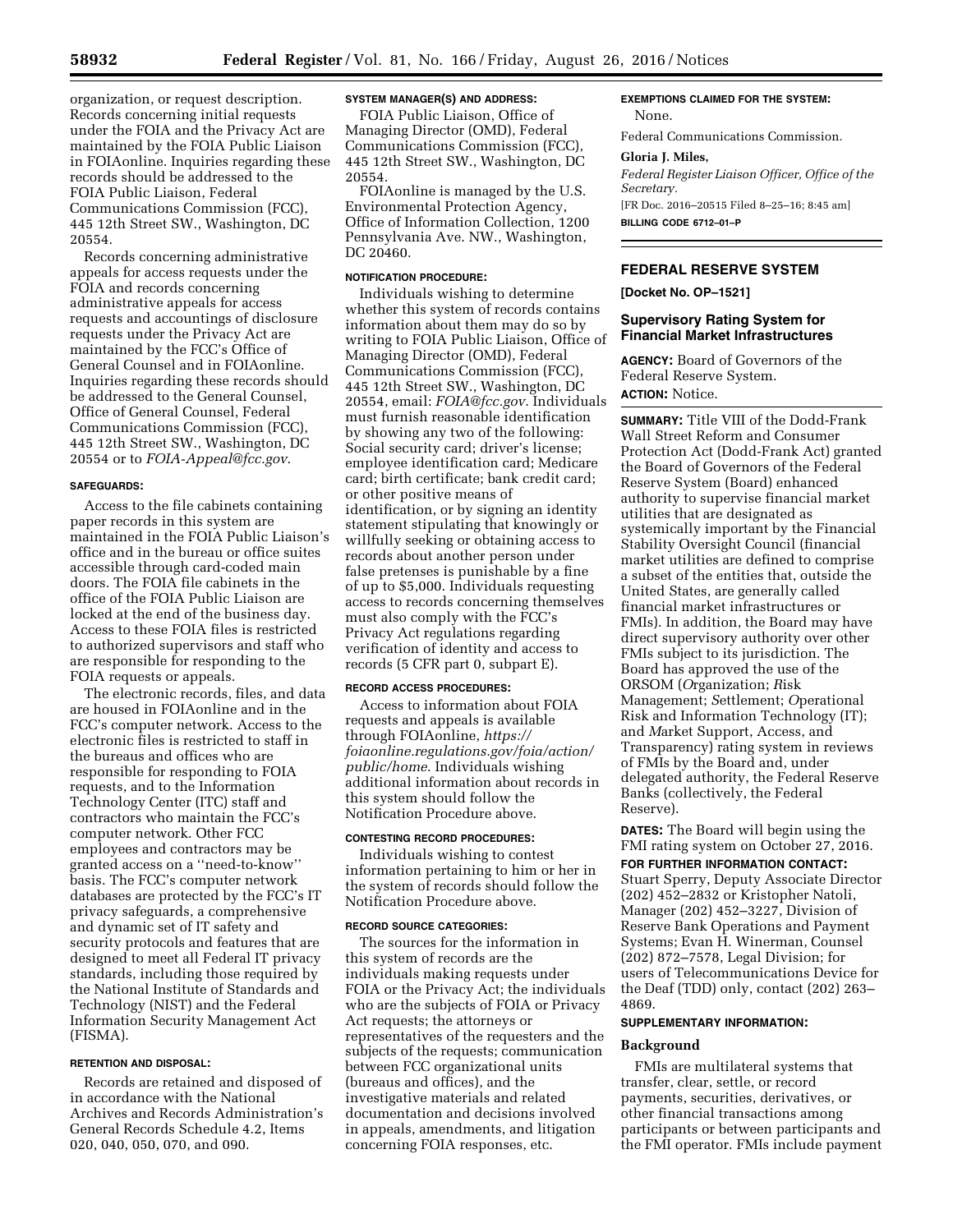organization, or request description. Records concerning initial requests under the FOIA and the Privacy Act are maintained by the FOIA Public Liaison in FOIAonline. Inquiries regarding these records should be addressed to the FOIA Public Liaison, Federal Communications Commission (FCC), 445 12th Street SW., Washington, DC 20554.

Records concerning administrative appeals for access requests under the FOIA and records concerning administrative appeals for access requests and accountings of disclosure requests under the Privacy Act are maintained by the FCC's Office of General Counsel and in FOIAonline. Inquiries regarding these records should be addressed to the General Counsel, Office of General Counsel, Federal Communications Commission (FCC), 445 12th Street SW., Washington, DC 20554 or to *FOIA-Appeal@fcc.gov*.

**SAFEGUARDS:**

Access to the file cabinets containing paper records in this system are maintained in the FOIA Public Liaison's office and in the bureau or office suites accessible through card-coded main doors. The FOIA file cabinets in the office of the FOIA Public Liaison are locked at the end of the business day. Access to these FOIA files is restricted to authorized supervisors and staff who are responsible for responding to the FOIA requests or appeals.

The electronic records, files, and data are housed in FOIAonline and in the FCC's computer network. Access to the electronic files is restricted to staff in the bureaus and offices who are responsible for responding to FOIA requests, and to the Information Technology Center (ITC) staff and contractors who maintain the FCC's computer network. Other FCC employees and contractors may be granted access on a ''need-to-know'' basis. The FCC's computer network databases are protected by the FCC's IT privacy safeguards, a comprehensive and dynamic set of IT safety and security protocols and features that are designed to meet all Federal IT privacy standards, including those required by the National Institute of Standards and Technology (NIST) and the Federal Information Security Management Act (FISMA).

**RETENTION AND DISPOSAL:**

Records are retained and disposed of in accordance with the National Archives and Records Administration's General Records Schedule 4.2, Items 020, 040, 050, 070, and 090.

**SYSTEM MANAGER(S) AND ADDRESS:**

FOIA Public Liaison, Office of Managing Director (OMD), Federal Communications Commission (FCC), 445 12th Street SW., Washington, DC 20554.

FOIAonline is managed by the U.S. Environmental Protection Agency, Office of Information Collection, 1200 Pennsylvania Ave. NW., Washington, DC 20460.

**NOTIFICATION PROCEDURE:**

Individuals wishing to determine whether this system of records contains information about them may do so by writing to FOIA Public Liaison, Office of Managing Director (OMD), Federal Communications Commission (FCC), 445 12th Street SW., Washington, DC 20554, email: *FOIA@fcc.gov*. Individuals must furnish reasonable identification by showing any two of the following: Social security card; driver's license; employee identification card; Medicare card; birth certificate; bank credit card; or other positive means of identification, or by signing an identity statement stipulating that knowingly or willfully seeking or obtaining access to records about another person under false pretenses is punishable by a fine of up to $5,000. Individuals requesting access to records concerning themselves must also comply with the FCC's Privacy Act regulations regarding verification of identity and access to records (5 CFR part 0, subpart E).

**RECORD ACCESS PROCEDURES:**

Access to information about FOIA requests and appeals is available through FOIAonline, *https://foiaonline.regulations.gov/foia/action/public/home*. Individuals wishing additional information about records in this system should follow the Notification Procedure above.

**CONTESTING RECORD PROCEDURES:**

Individuals wishing to contest information pertaining to him or her in the system of records should follow the Notification Procedure above.

**RECORD SOURCE CATEGORIES:**

The sources for the information in this system of records are the individuals making requests under FOIA or the Privacy Act; the individuals who are the subjects of FOIA or Privacy Act requests; the attorneys or representatives of the requesters and the subjects of the requests; communication between FCC organizational units (bureaus and offices), and the investigative materials and related documentation and decisions involved in appeals, amendments, and litigation concerning FOIA responses, etc.

**EXEMPTIONS CLAIMED FOR THE SYSTEM:**

None.

Federal Communications Commission.

**Gloria J. Miles,**

*Federal Register Liaison Officer, Office of the Secretary.*

[FR Doc. 2016–20515 Filed 8–25–16; 8:45 am]

**BILLING CODE 6712–01–P**

# FEDERAL RESERVE SYSTEM

**[Docket No. OP–1521]**

## Supervisory Rating System for Financial Market Infrastructures

**AGENCY:** Board of Governors of the Federal Reserve System.

**ACTION:** Notice.

**SUMMARY:** Title VIII of the Dodd-Frank Wall Street Reform and Consumer Protection Act (Dodd-Frank Act) granted the Board of Governors of the Federal Reserve System (Board) enhanced authority to supervise financial market utilities that are designated as systemically important by the Financial Stability Oversight Council (financial market utilities are defined to comprise a subset of the entities that, outside the United States, are generally called financial market infrastructures or FMIs). In addition, the Board may have direct supervisory authority over other FMIs subject to its jurisdiction. The Board has approved the use of the ORSOM (*O*rganization; *R*isk Management; *S*ettlement; *O*perational Risk and Information Technology (IT); and *M*arket Support, Access, and Transparency) rating system in reviews of FMIs by the Board and, under delegated authority, the Federal Reserve Banks (collectively, the Federal Reserve).

**DATES:** The Board will begin using the FMI rating system on October 27, 2016.

**FOR FURTHER INFORMATION CONTACT:** Stuart Sperry, Deputy Associate Director (202) 452–2832 or Kristopher Natoli, Manager (202) 452–3227, Division of Reserve Bank Operations and Payment Systems; Evan H. Winerman, Counsel (202) 872–7578, Legal Division; for users of Telecommunications Device for the Deaf (TDD) only, contact (202) 263–4869.

**SUPPLEMENTARY INFORMATION:**

### Background

FMIs are multilateral systems that transfer, clear, settle, or record payments, securities, derivatives, or other financial transactions among participants or between participants and the FMI operator. FMIs include payment